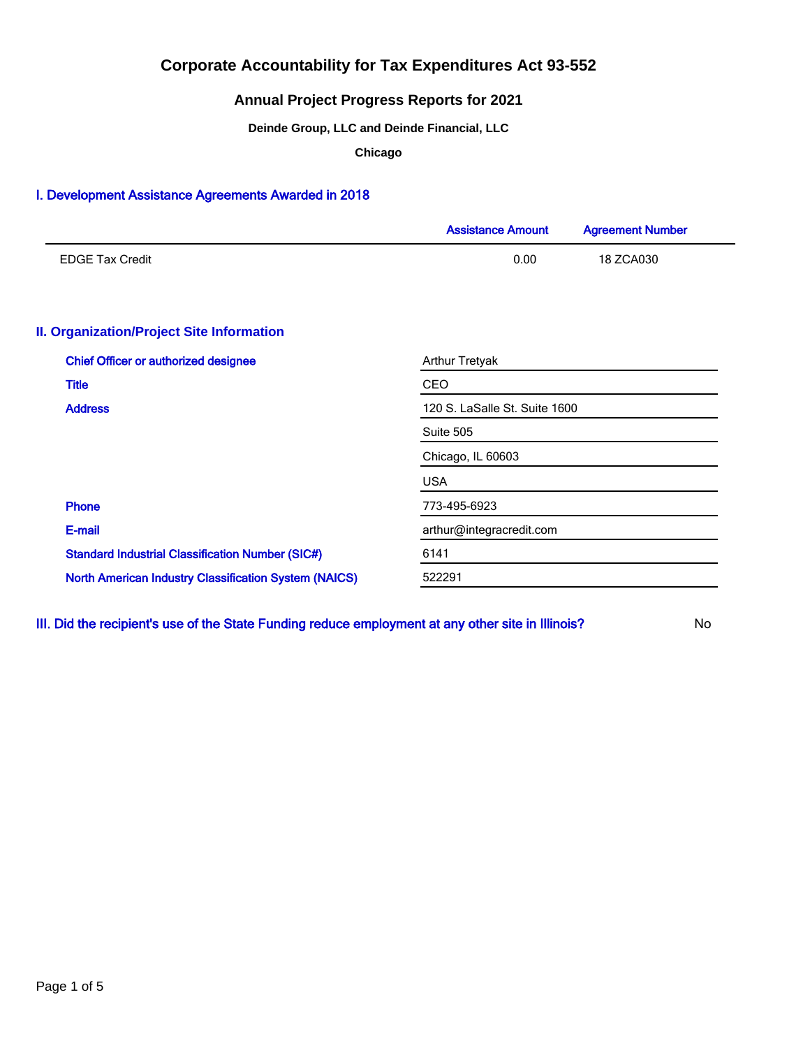# Corporate Accountability for Tax Expenditures Act 93-552

## Annual Project Progress Reports for 2021

### Deinde Group, LLC and Deinde Financial, LLC

### Chicago

## I. Development Assistance Agreements Awarded in 2018

| | Assistance Amount | Agreement Number |
|---|---|---|
| EDGE Tax Credit | 0.00 | 18 ZCA030 |

## II. Organization/Project Site Information

| | |
|---|---|
| Chief Officer or authorized designee | Arthur Tretyak |
| Title | CEO |
| Address | 120 S. LaSalle St. Suite 1600 |
| | Suite 505 |
| | Chicago, IL 60603 |
| | USA |
| Phone | 773-495-6923 |
| E-mail | arthur@integracredit.com |
| Standard Industrial Classification Number (SIC#) | 6141 |
| North American Industry Classification System (NAICS) | 522291 |

## III. Did the recipient's use of the State Funding reduce employment at any other site in Illinois?

No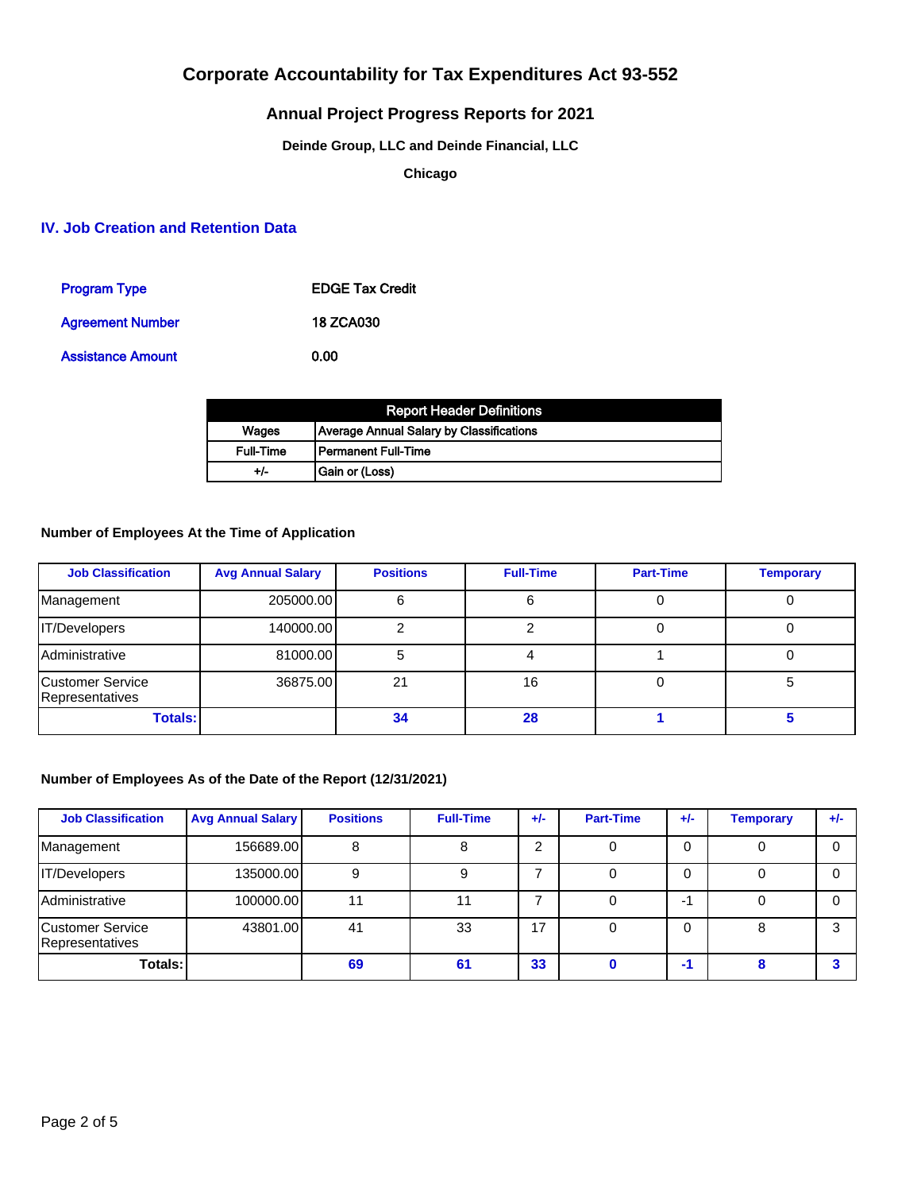# Corporate Accountability for Tax Expenditures Act 93-552

## Annual Project Progress Reports for 2021

### Deinde Group, LLC and Deinde Financial, LLC

### Chicago

## IV. Job Creation and Retention Data

| | |
|---|---|
| Program Type | EDGE Tax Credit |
| Agreement Number | 18 ZCA030 |
| Assistance Amount | 0.00 |

| Report Header Definitions | |
|---|---|
| Wages | Average Annual Salary by Classifications |
| Full-Time | Permanent Full-Time |
| +/- | Gain or (Loss) |

**Number of Employees At the Time of Application**

| Job Classification | Avg Annual Salary | Positions | Full-Time | Part-Time | Temporary |
|---|---|---|---|---|---|
| Management | 205000.00 | 6 | 6 | 0 | 0 |
| IT/Developers | 140000.00 | 2 | 2 | 0 | 0 |
| Administrative | 81000.00 | 5 | 4 | 1 | 0 |
| Customer Service Representatives | 36875.00 | 21 | 16 | 0 | 5 |
| **Totals:** | | **34** | **28** | **1** | **5** |

**Number of Employees As of the Date of the Report (12/31/2021)**

| Job Classification | Avg Annual Salary | Positions | Full-Time | +/- | Part-Time | +/- | Temporary | +/- |
|---|---|---|---|---|---|---|---|---|
| Management | 156689.00 | 8 | 8 | 2 | 0 | 0 | 0 | 0 |
| IT/Developers | 135000.00 | 9 | 9 | 7 | 0 | 0 | 0 | 0 |
| Administrative | 100000.00 | 11 | 11 | 7 | 0 | -1 | 0 | 0 |
| Customer Service Representatives | 43801.00 | 41 | 33 | 17 | 0 | 0 | 8 | 3 |
| **Totals:** | | **69** | **61** | **33** | **0** | **-1** | **8** | **3** |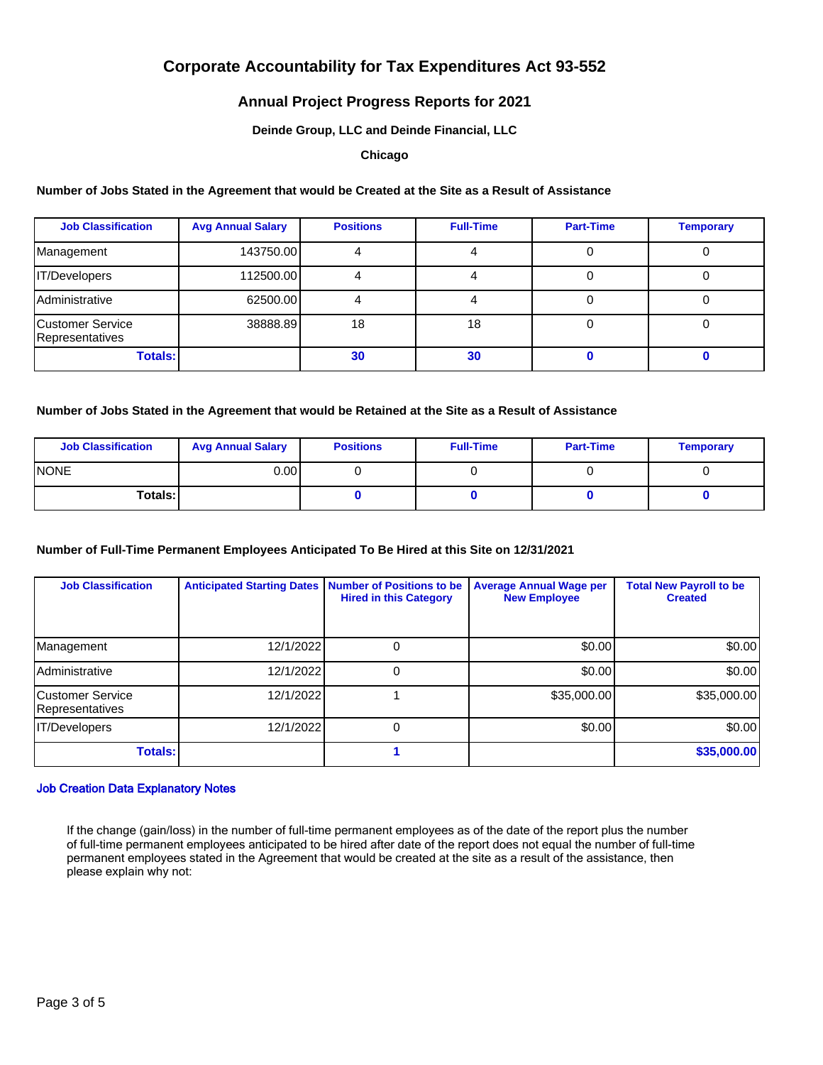# Corporate Accountability for Tax Expenditures Act 93-552

## Annual Project Progress Reports for 2021

### Deinde Group, LLC and Deinde Financial, LLC

### Chicago

**Number of Jobs Stated in the Agreement that would be Created at the Site as a Result of Assistance**

| Job Classification | Avg Annual Salary | Positions | Full-Time | Part-Time | Temporary |
|---|---|---|---|---|---|
| Management | 143750.00 | 4 | 4 | 0 | 0 |
| IT/Developers | 112500.00 | 4 | 4 | 0 | 0 |
| Administrative | 62500.00 | 4 | 4 | 0 | 0 |
| Customer Service Representatives | 38888.89 | 18 | 18 | 0 | 0 |
| **Totals:** | | **30** | **30** | **0** | **0** |

**Number of Jobs Stated in the Agreement that would be Retained at the Site as a Result of Assistance**

| Job Classification | Avg Annual Salary | Positions | Full-Time | Part-Time | Temporary |
|---|---|---|---|---|---|
| NONE | 0.00 | 0 | 0 | 0 | 0 |
| **Totals:** | | **0** | **0** | **0** | **0** |

**Number of Full-Time Permanent Employees Anticipated To Be Hired at this Site on 12/31/2021**

| Job Classification | Anticipated Starting Dates | Number of Positions to be Hired in this Category | Average Annual Wage per New Employee | Total New Payroll to be Created |
|---|---|---|---|---|
| Management | 12/1/2022 | 0 | $0.00 | $0.00 |
| Administrative | 12/1/2022 | 0 | $0.00 | $0.00 |
| Customer Service Representatives | 12/1/2022 | 1 | $35,000.00 | $35,000.00 |
| IT/Developers | 12/1/2022 | 0 | $0.00 | $0.00 |
| **Totals:** | | **1** | | **$35,000.00** |

**Job Creation Data Explanatory Notes**

If the change (gain/loss) in the number of full-time permanent employees as of the date of the report plus the number of full-time permanent employees anticipated to be hired after date of the report does not equal the number of full-time permanent employees stated in the Agreement that would be created at the site as a result of the assistance, then please explain why not: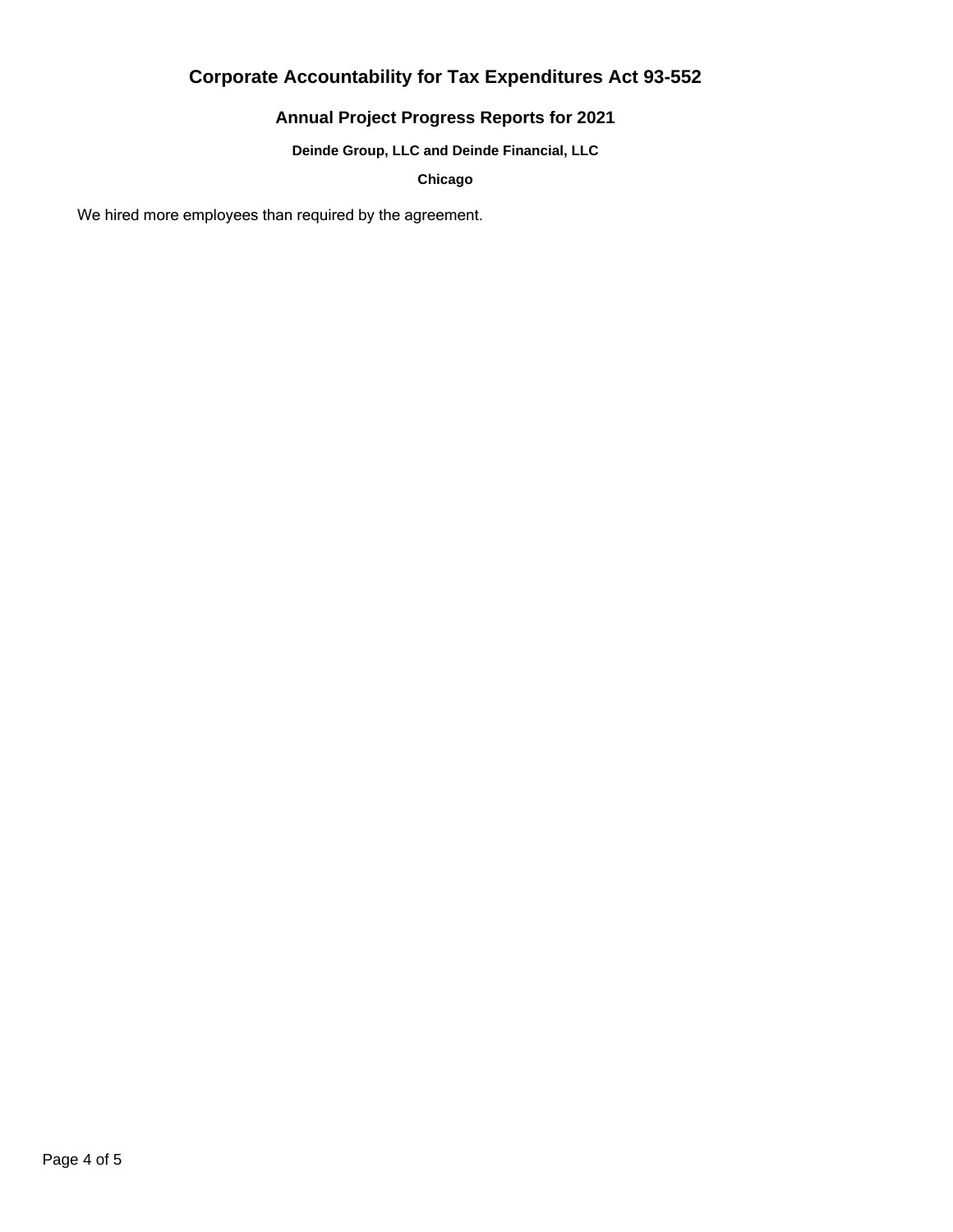# Corporate Accountability for Tax Expenditures Act 93-552

## Annual Project Progress Reports for 2021

### Deinde Group, LLC and Deinde Financial, LLC

### Chicago

We hired more employees than required by the agreement.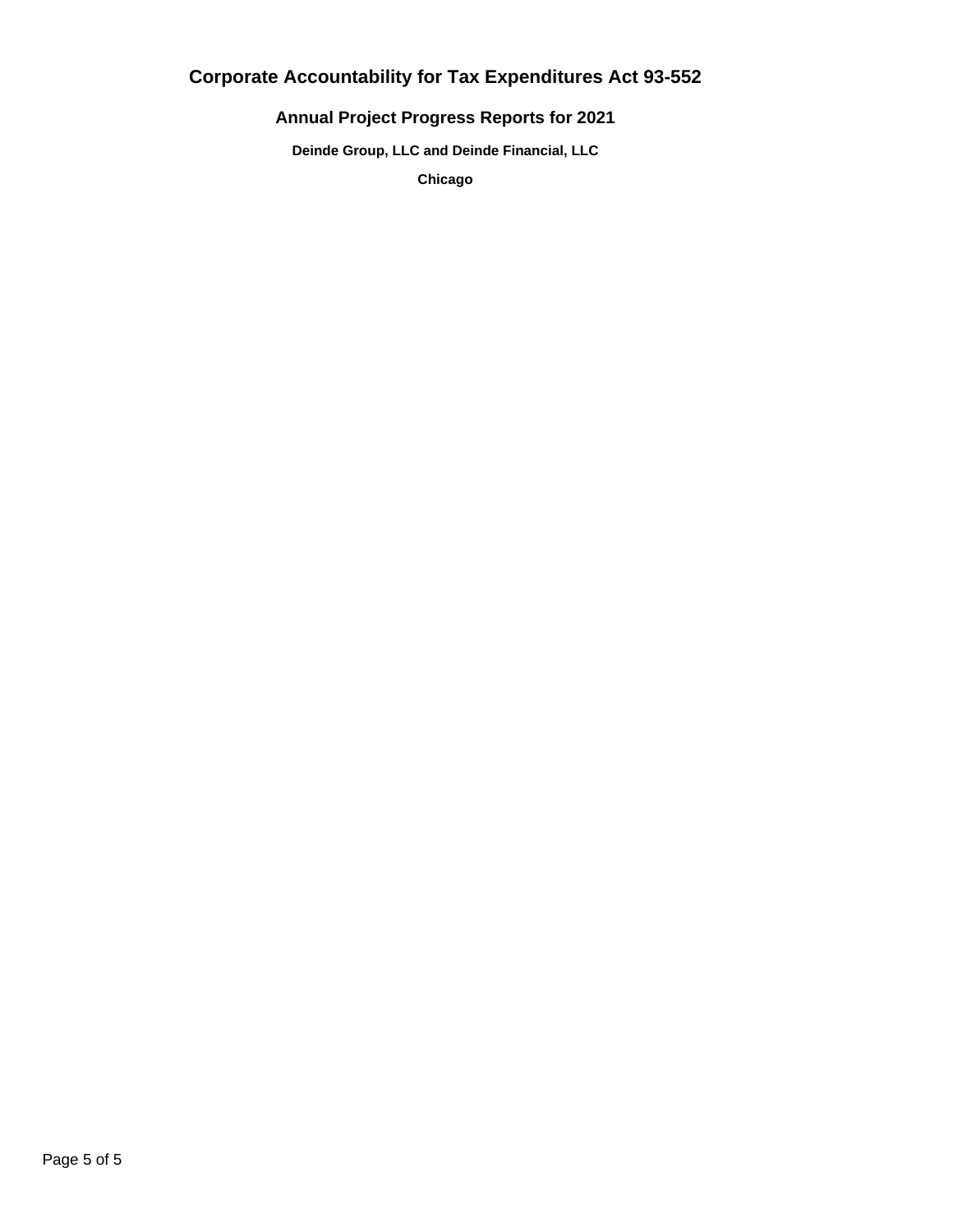# Corporate Accountability for Tax Expenditures Act 93-552

## Annual Project Progress Reports for 2021

### Deinde Group, LLC and Deinde Financial, LLC

### Chicago